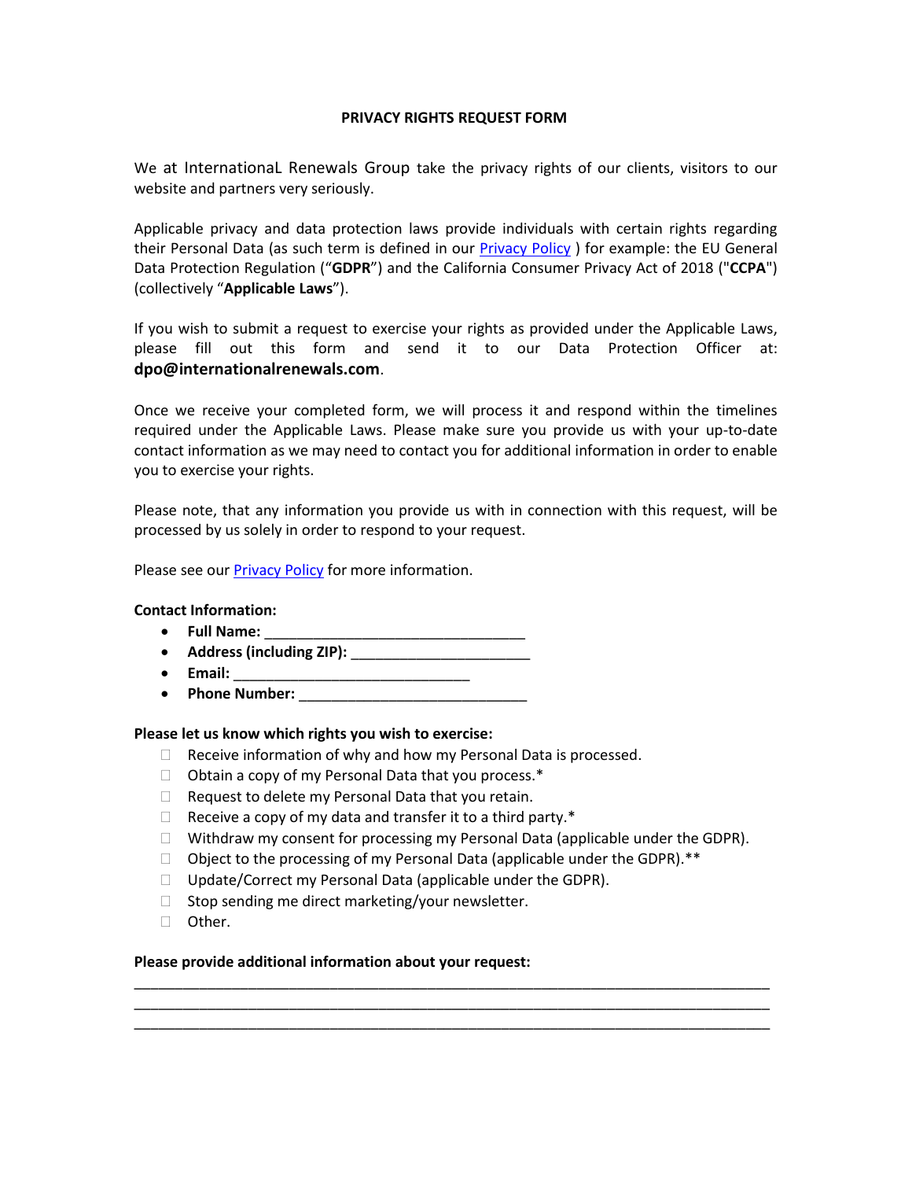# PRIVACY RIGHTS REQUEST FORM

We at InternationaL Renewals Group take the privacy rights of our clients, visitors to our website and partners very seriously.

Applicable privacy and data protection laws provide individuals with certain rights regarding their Personal Data (as such term is defined in our Privacy Policy ) for example: the EU General Data Protection Regulation ("**GDPR**") and the California Consumer Privacy Act of 2018 ("**CCPA**") (collectively "**Applicable Laws**").

If you wish to submit a request to exercise your rights as provided under the Applicable Laws, please fill out this form and send it to our Data Protection Officer at: **dpo@internationalrenewals.com**.

Once we receive your completed form, we will process it and respond within the timelines required under the Applicable Laws. Please make sure you provide us with your up-to-date contact information as we may need to contact you for additional information in order to enable you to exercise your rights.

Please note, that any information you provide us with in connection with this request, will be processed by us solely in order to respond to your request.

Please see our Privacy Policy for more information.

**Contact Information:**

- **Full Name:** _________________________________
- **Address (including ZIP):** ______________________
- **Email:** ______________________________
- **Phone Number:** _____________________________

**Please let us know which rights you wish to exercise:**

- ☐ Receive information of why and how my Personal Data is processed.
- ☐ Obtain a copy of my Personal Data that you process.*
- ☐ Request to delete my Personal Data that you retain.
- ☐ Receive a copy of my data and transfer it to a third party.*
- ☐ Withdraw my consent for processing my Personal Data (applicable under the GDPR).
- ☐ Object to the processing of my Personal Data (applicable under the GDPR).**
- ☐ Update/Correct my Personal Data (applicable under the GDPR).
- ☐ Stop sending me direct marketing/your newsletter.
- ☐ Other.

**Please provide additional information about your request:**

________________________________________________________________________________
________________________________________________________________________________
________________________________________________________________________________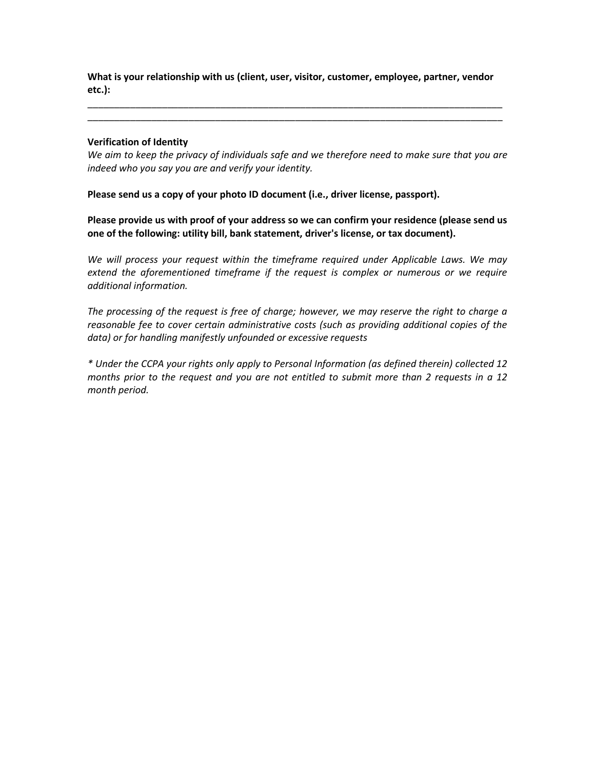**What is your relationship with us (client, user, visitor, customer, employee, partner, vendor etc.):**

_________________________________________________________________________________
_________________________________________________________________________________

**Verification of Identity**

*We aim to keep the privacy of individuals safe and we therefore need to make sure that you are indeed who you say you are and verify your identity.*

**Please send us a copy of your photo ID document (i.e., driver license, passport).**

**Please provide us with proof of your address so we can confirm your residence (please send us one of the following: utility bill, bank statement, driver's license, or tax document).**

*We will process your request within the timeframe required under Applicable Laws. We may extend the aforementioned timeframe if the request is complex or numerous or we require additional information.*

*The processing of the request is free of charge; however, we may reserve the right to charge a reasonable fee to cover certain administrative costs (such as providing additional copies of the data) or for handling manifestly unfounded or excessive requests*

*\* Under the CCPA your rights only apply to Personal Information (as defined therein) collected 12 months prior to the request and you are not entitled to submit more than 2 requests in a 12 month period.*